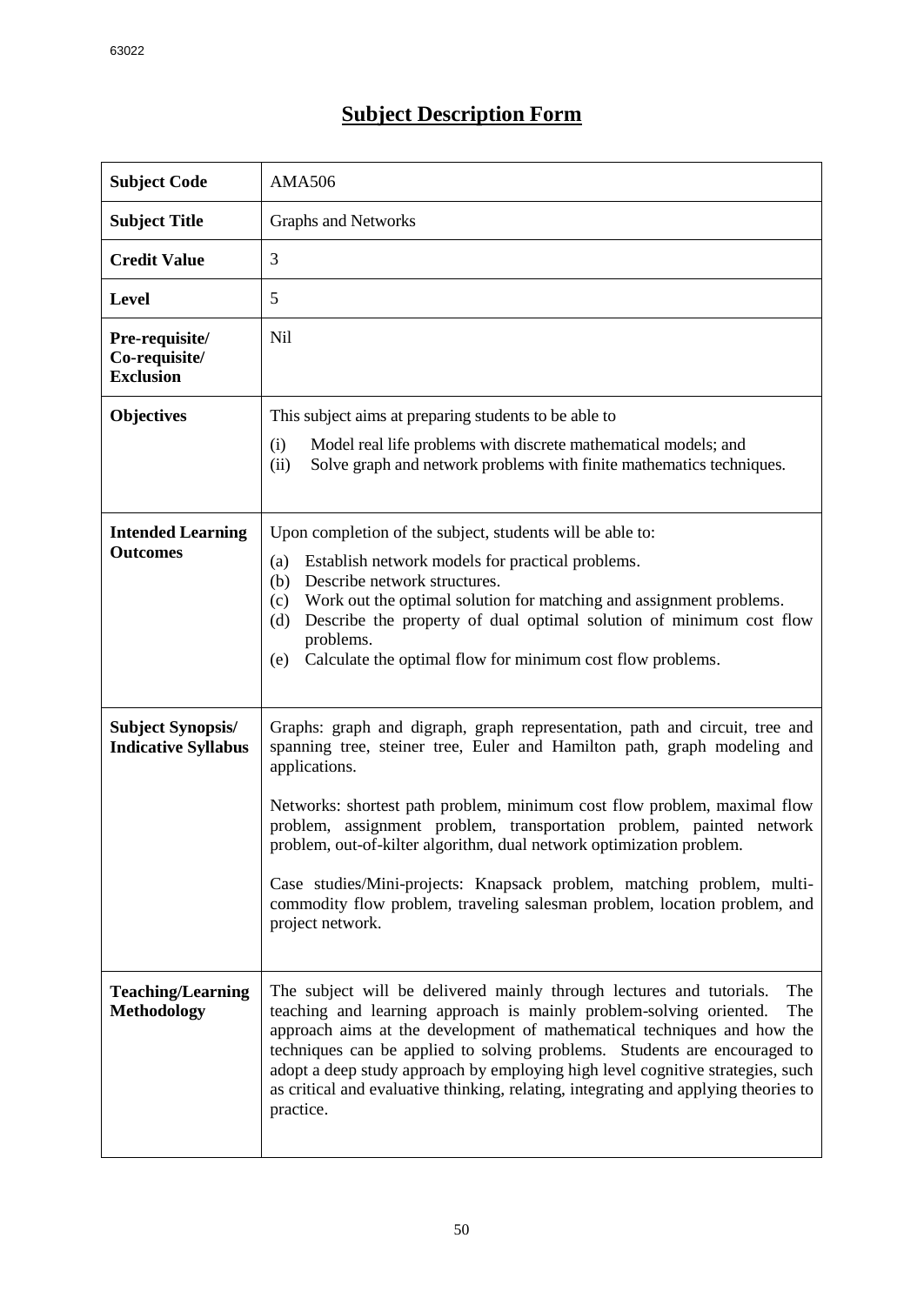# Subject Description Form

| | |
|---|---|
| **Subject Code** | AMA506 |
| **Subject Title** | Graphs and Networks |
| **Credit Value** | 3 |
| **Level** | 5 |
| **Pre-requisite/ Co-requisite/ Exclusion** | Nil |
| **Objectives** | This subject aims at preparing students to be able to<br>(i) Model real life problems with discrete mathematical models; and<br>(ii) Solve graph and network problems with finite mathematics techniques. |
| **Intended Learning Outcomes** | Upon completion of the subject, students will be able to:<br>(a) Establish network models for practical problems.<br>(b) Describe network structures.<br>(c) Work out the optimal solution for matching and assignment problems.<br>(d) Describe the property of dual optimal solution of minimum cost flow problems.<br>(e) Calculate the optimal flow for minimum cost flow problems. |
| **Subject Synopsis/ Indicative Syllabus** | Graphs: graph and digraph, graph representation, path and circuit, tree and spanning tree, steiner tree, Euler and Hamilton path, graph modeling and applications.<br><br>Networks: shortest path problem, minimum cost flow problem, maximal flow problem, assignment problem, transportation problem, painted network problem, out-of-kilter algorithm, dual network optimization problem.<br><br>Case studies/Mini-projects: Knapsack problem, matching problem, multi-commodity flow problem, traveling salesman problem, location problem, and project network. |
| **Teaching/Learning Methodology** | The subject will be delivered mainly through lectures and tutorials. The teaching and learning approach is mainly problem-solving oriented. The approach aims at the development of mathematical techniques and how the techniques can be applied to solving problems. Students are encouraged to adopt a deep study approach by employing high level cognitive strategies, such as critical and evaluative thinking, relating, integrating and applying theories to practice. |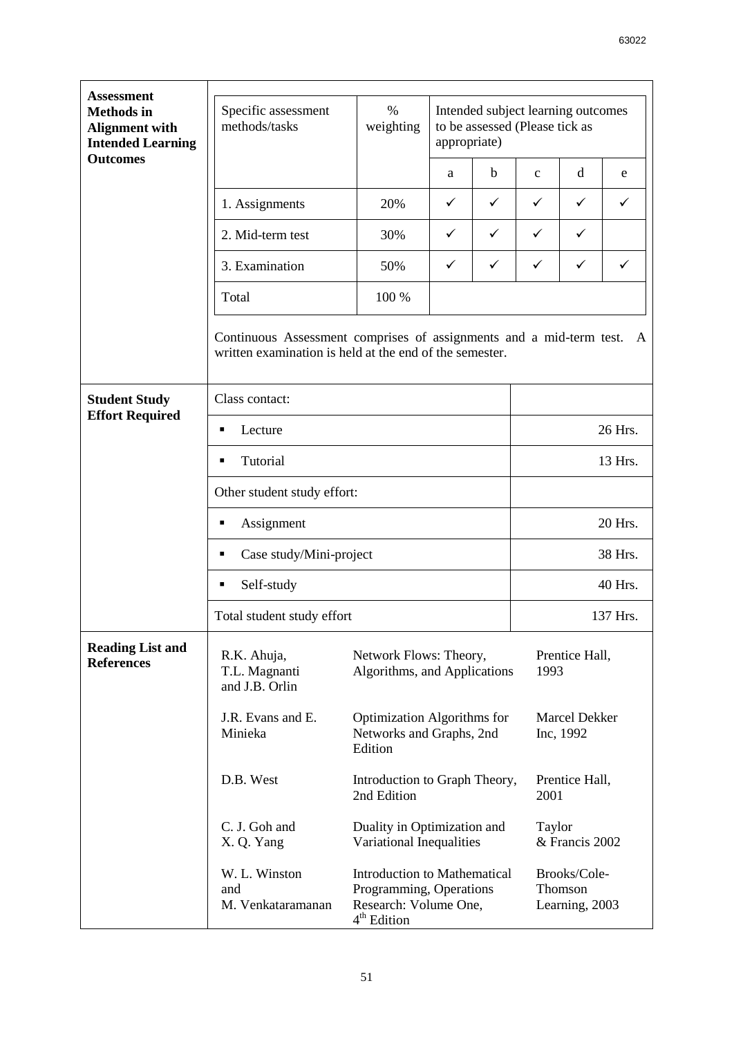| | |
|---|---|
| **Assessment Methods in Alignment with Intended Learning Outcomes** | |

| Specific assessment methods/tasks | % weighting | Intended subject learning outcomes to be assessed (Please tick as appropriate) | | | | |
|---|---|---|---|---|---|---|
| | | a | b | c | d | e |
| 1. Assignments | 20% | ✓ | ✓ | ✓ | ✓ | ✓ |
| 2. Mid-term test | 30% | ✓ | ✓ | ✓ | ✓ | |
| 3. Examination | 50% | ✓ | ✓ | ✓ | ✓ | ✓ |
| Total | 100 % | | | | | |

Continuous Assessment comprises of assignments and a mid-term test. A written examination is held at the end of the semester.

**Student Study Effort Required**

| | |
|---|---|
| Class contact: | |
| ▪ Lecture | 26 Hrs. |
| ▪ Tutorial | 13 Hrs. |
| Other student study effort: | |
| ▪ Assignment | 20 Hrs. |
| ▪ Case study/Mini-project | 38 Hrs. |
| ▪ Self-study | 40 Hrs. |
| Total student study effort | 137 Hrs. |

**Reading List and References**

| | | |
|---|---|---|
| R.K. Ahuja, T.L. Magnanti and J.B. Orlin | Network Flows: Theory, Algorithms, and Applications | Prentice Hall, 1993 |
| J.R. Evans and E. Minieka | Optimization Algorithms for Networks and Graphs, 2nd Edition | Marcel Dekker Inc, 1992 |
| D.B. West | Introduction to Graph Theory, 2nd Edition | Prentice Hall, 2001 |
| C. J. Goh and X. Q. Yang | Duality in Optimization and Variational Inequalities | Taylor & Francis 2002 |
| W. L. Winston and M. Venkataramanan | Introduction to Mathematical Programming, Operations Research: Volume One, 4th Edition | Brooks/Cole-Thomson Learning, 2003 |